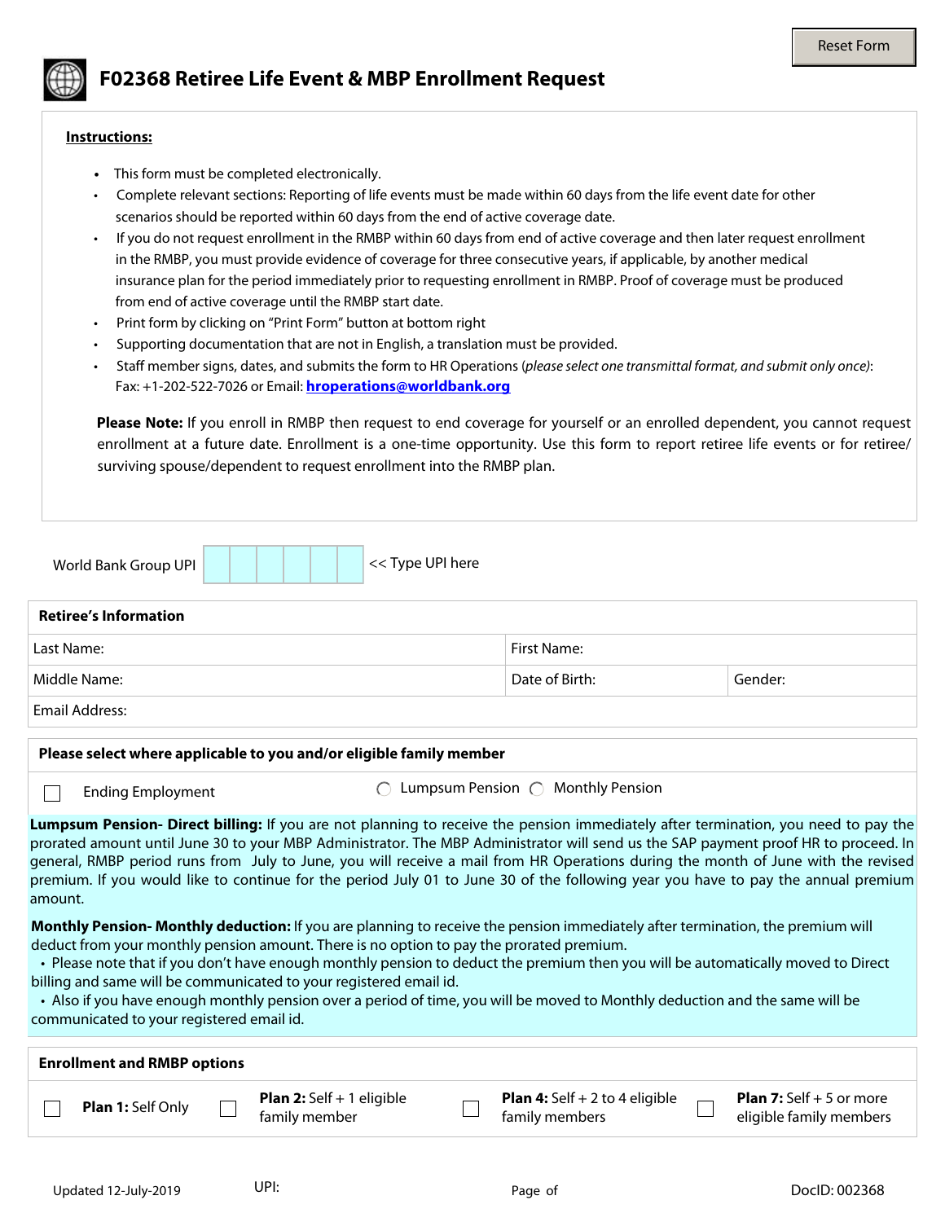Reset Form

# F02368 Retiree Life Event & MBP Enrollment Request

**Instructions:**

- This form must be completed electronically.
- Complete relevant sections: Reporting of life events must be made within 60 days from the life event date for other scenarios should be reported within 60 days from the end of active coverage date.
- If you do not request enrollment in the RMBP within 60 days from end of active coverage and then later request enrollment in the RMBP, you must provide evidence of coverage for three consecutive years, if applicable, by another medical insurance plan for the period immediately prior to requesting enrollment in RMBP. Proof of coverage must be produced from end of active coverage until the RMBP start date.
- Print form by clicking on "Print Form" button at bottom right
- Supporting documentation that are not in English, a translation must be provided.
- Staff member signs, dates, and submits the form to HR Operations (*please select one transmittal format, and submit only once)*: Fax: +1-202-522-7026 or Email: **hroperations@worldbank.org**

**Please Note:** If you enroll in RMBP then request to end coverage for yourself or an enrolled dependent, you cannot request enrollment at a future date. Enrollment is a one-time opportunity. Use this form to report retiree life events or for retiree/ surviving spouse/dependent to request enrollment into the RMBP plan.

World Bank Group UPI | | | | | | | << Type UPI here

| **Retiree's Information** | | |
|---|---|---|
| Last Name: | First Name: | |
| Middle Name: | Date of Birth: | Gender: |
| Email Address: | | |

**Please select where applicable to you and/or eligible family member**

☐ Ending Employment  ◯ Lumpsum Pension  ◯ Monthly Pension

**Lumpsum Pension- Direct billing:** If you are not planning to receive the pension immediately after termination, you need to pay the prorated amount until June 30 to your MBP Administrator. The MBP Administrator will send us the SAP payment proof HR to proceed. In general, RMBP period runs from July to June, you will receive a mail from HR Operations during the month of June with the revised premium. If you would like to continue for the period July 01 to June 30 of the following year you have to pay the annual premium amount.

**Monthly Pension- Monthly deduction:** If you are planning to receive the pension immediately after termination, the premium will deduct from your monthly pension amount. There is no option to pay the prorated premium.

- Please note that if you don't have enough monthly pension to deduct the premium then you will be automatically moved to Direct billing and same will be communicated to your registered email id.
- Also if you have enough monthly pension over a period of time, you will be moved to Monthly deduction and the same will be communicated to your registered email id.

**Enrollment and RMBP options**

☐ **Plan 1:** Self Only  ☐ **Plan 2:** Self + 1 eligible family member  ☐ **Plan 4:** Self + 2 to 4 eligible family members  ☐ **Plan 7:** Self + 5 or more eligible family members

Updated 12-July-2019  UPI:  DocID: 002368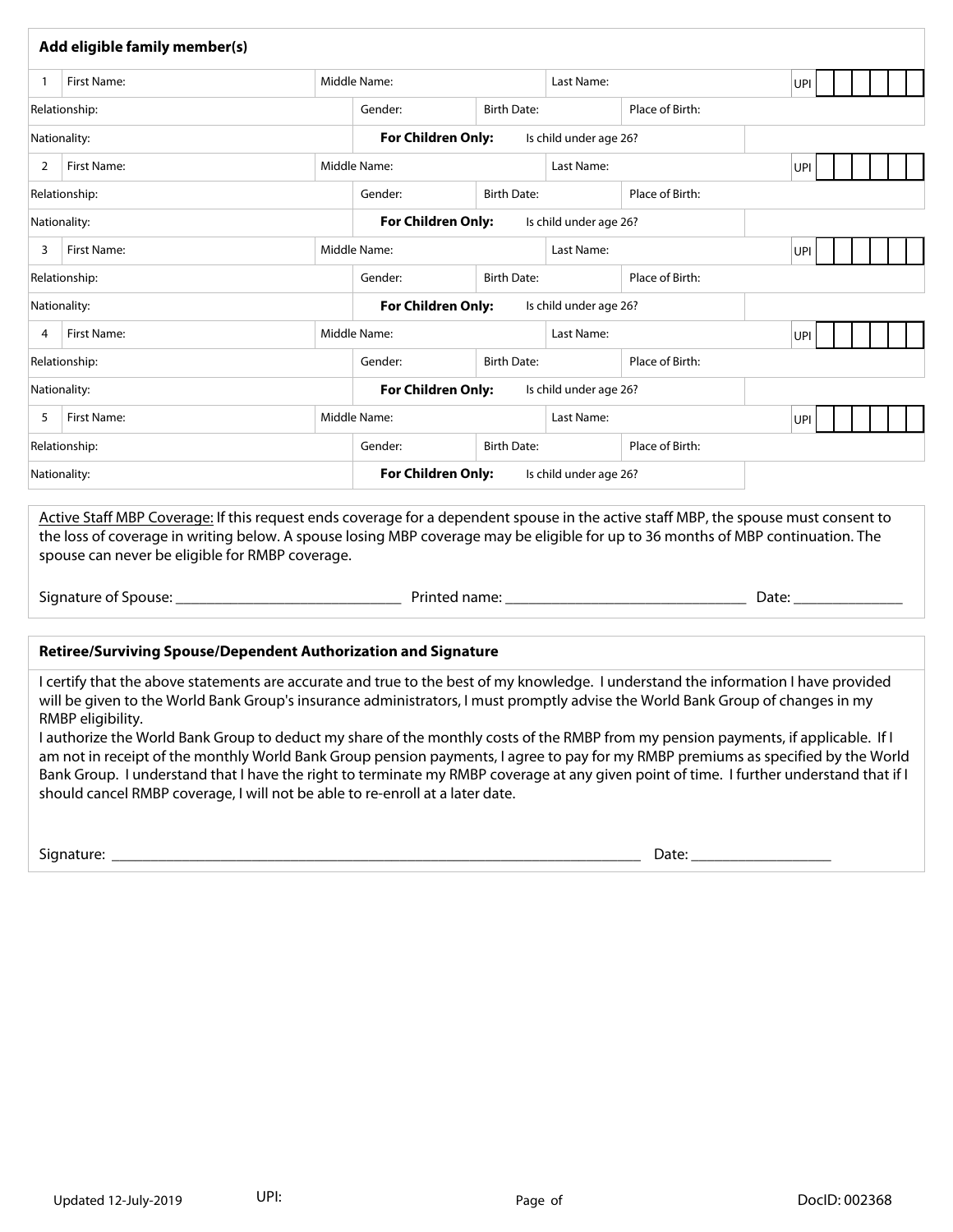## Add eligible family member(s)

| # | First Name: | Middle Name: | Last Name: | UPI |
|---|---|---|---|---|
| 1 | | | | |
| Relationship: | Gender: | Birth Date: | Place of Birth: | |
| Nationality: | **For Children Only:** | Is child under age 26? | | |
| 2 | | | | |
| Relationship: | Gender: | Birth Date: | Place of Birth: | |
| Nationality: | **For Children Only:** | Is child under age 26? | | |
| 3 | | | | |
| Relationship: | Gender: | Birth Date: | Place of Birth: | |
| Nationality: | **For Children Only:** | Is child under age 26? | | |
| 4 | | | | |
| Relationship: | Gender: | Birth Date: | Place of Birth: | |
| Nationality: | **For Children Only:** | Is child under age 26? | | |
| 5 | | | | |
| Relationship: | Gender: | Birth Date: | Place of Birth: | |
| Nationality: | **For Children Only:** | Is child under age 26? | | |

Active Staff MBP Coverage: If this request ends coverage for a dependent spouse in the active staff MBP, the spouse must consent to the loss of coverage in writing below. A spouse losing MBP coverage may be eligible for up to 36 months of MBP continuation. The spouse can never be eligible for RMBP coverage.

Signature of Spouse: ____________________________ Printed name: ________________________________ Date: ______________

## Retiree/Surviving Spouse/Dependent Authorization and Signature

I certify that the above statements are accurate and true to the best of my knowledge. I understand the information I have provided will be given to the World Bank Group's insurance administrators, I must promptly advise the World Bank Group of changes in my RMBP eligibility.

I authorize the World Bank Group to deduct my share of the monthly costs of the RMBP from my pension payments, if applicable. If I am not in receipt of the monthly World Bank Group pension payments, I agree to pay for my RMBP premiums as specified by the World Bank Group. I understand that I have the right to terminate my RMBP coverage at any given point of time. I further understand that if I should cancel RMBP coverage, I will not be able to re-enroll at a later date.

Signature: ______________________________________________________________________ Date: __________________

Updated 12-July-2019 UPI: DocID: 002368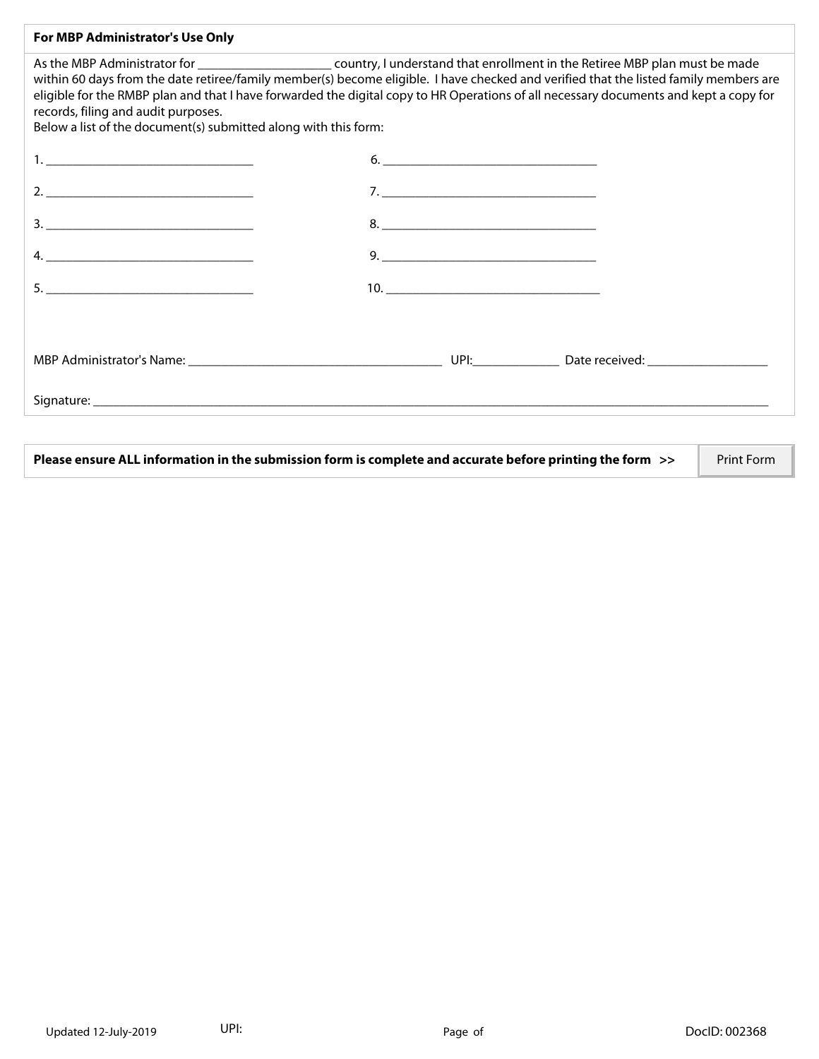**For MBP Administrator's Use Only**

As the MBP Administrator for ____________________ country, I understand that enrollment in the Retiree MBP plan must be made within 60 days from the date retiree/family member(s) become eligible. I have checked and verified that the listed family members are eligible for the RMBP plan and that I have forwarded the digital copy to HR Operations of all necessary documents and kept a copy for records, filing and audit purposes.

Below a list of the document(s) submitted along with this form:

1. ________________________________
2. ________________________________
3. ________________________________
4. ________________________________
5. ________________________________
6. ________________________________
7. ________________________________
8. ________________________________
9. ________________________________
10. ________________________________

MBP Administrator's Name: ______________________________________ UPI:_____________ Date received: __________________

Signature: ______________________________________________________________________________________________

**Please ensure ALL information in the submission form is complete and accurate before printing the form >>** Print Form

Updated 12-July-2019 UPI: DocID: 002368